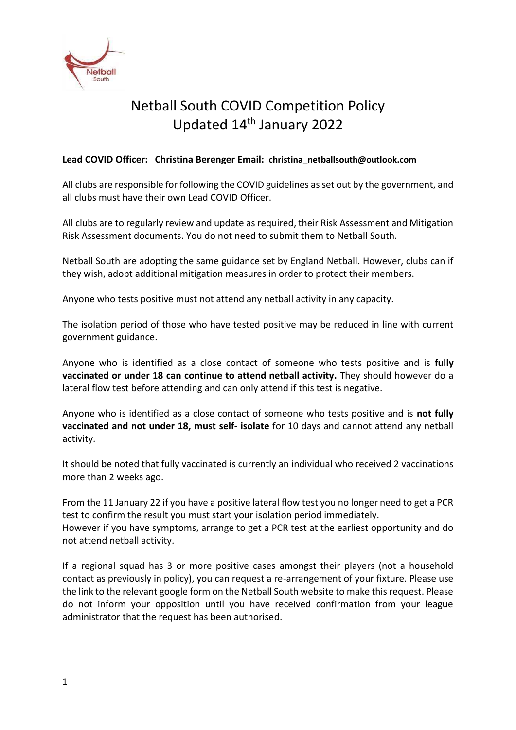# Netball South COVID Competition Policy Updated 14th January 2022

**Lead COVID Officer: Christina Berenger Email: christina_netballsouth@outlook.com**

All clubs are responsible for following the COVID guidelines as set out by the government, and all clubs must have their own Lead COVID Officer.

All clubs are to regularly review and update as required, their Risk Assessment and Mitigation Risk Assessment documents. You do not need to submit them to Netball South.

Netball South are adopting the same guidance set by England Netball. However, clubs can if they wish, adopt additional mitigation measures in order to protect their members.

Anyone who tests positive must not attend any netball activity in any capacity.

The isolation period of those who have tested positive may be reduced in line with current government guidance.

Anyone who is identified as a close contact of someone who tests positive and is **fully vaccinated or under 18 can continue to attend netball activity.** They should however do a lateral flow test before attending and can only attend if this test is negative.

Anyone who is identified as a close contact of someone who tests positive and is **not fully vaccinated and not under 18, must self- isolate** for 10 days and cannot attend any netball activity.

It should be noted that fully vaccinated is currently an individual who received 2 vaccinations more than 2 weeks ago.

From the 11 January 22 if you have a positive lateral flow test you no longer need to get a PCR test to confirm the result you must start your isolation period immediately.
However if you have symptoms, arrange to get a PCR test at the earliest opportunity and do not attend netball activity.

If a regional squad has 3 or more positive cases amongst their players (not a household contact as previously in policy), you can request a re-arrangement of your fixture. Please use the link to the relevant google form on the Netball South website to make this request. Please do not inform your opposition until you have received confirmation from your league administrator that the request has been authorised.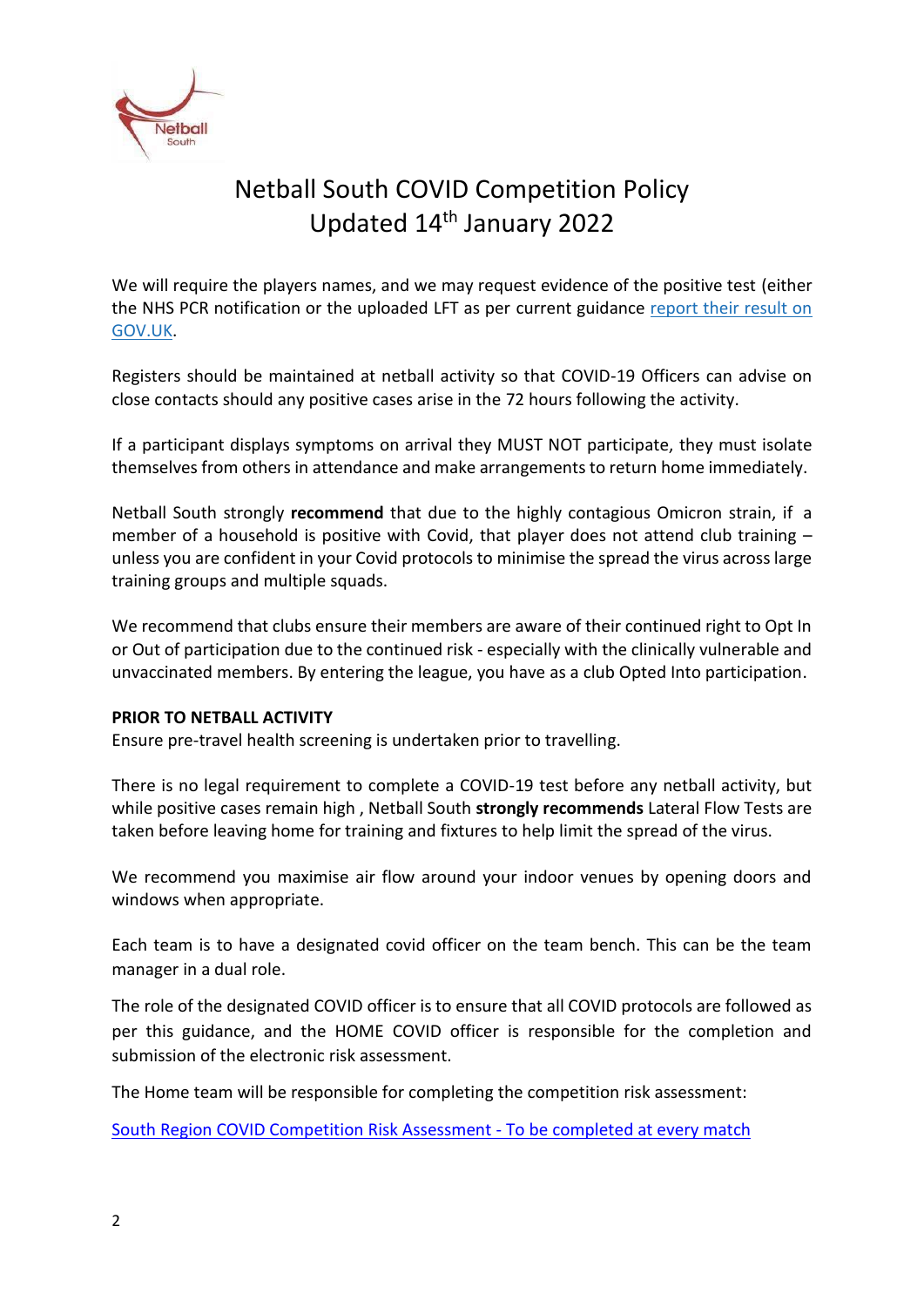# Netball South COVID Competition Policy Updated 14th January 2022

We will require the players names, and we may request evidence of the positive test (either the NHS PCR notification or the uploaded LFT as per current guidance [report their result on GOV.UK](#).

Registers should be maintained at netball activity so that COVID-19 Officers can advise on close contacts should any positive cases arise in the 72 hours following the activity.

If a participant displays symptoms on arrival they MUST NOT participate, they must isolate themselves from others in attendance and make arrangements to return home immediately.

Netball South strongly **recommend** that due to the highly contagious Omicron strain, if a member of a household is positive with Covid, that player does not attend club training – unless you are confident in your Covid protocols to minimise the spread the virus across large training groups and multiple squads.

We recommend that clubs ensure their members are aware of their continued right to Opt In or Out of participation due to the continued risk - especially with the clinically vulnerable and unvaccinated members. By entering the league, you have as a club Opted Into participation.

**PRIOR TO NETBALL ACTIVITY**

Ensure pre-travel health screening is undertaken prior to travelling.

There is no legal requirement to complete a COVID-19 test before any netball activity, but while positive cases remain high , Netball South **strongly recommends** Lateral Flow Tests are taken before leaving home for training and fixtures to help limit the spread of the virus.

We recommend you maximise air flow around your indoor venues by opening doors and windows when appropriate.

Each team is to have a designated covid officer on the team bench. This can be the team manager in a dual role.

The role of the designated COVID officer is to ensure that all COVID protocols are followed as per this guidance, and the HOME COVID officer is responsible for the completion and submission of the electronic risk assessment.

The Home team will be responsible for completing the competition risk assessment:

[South Region COVID Competition Risk Assessment - To be completed at every match](#)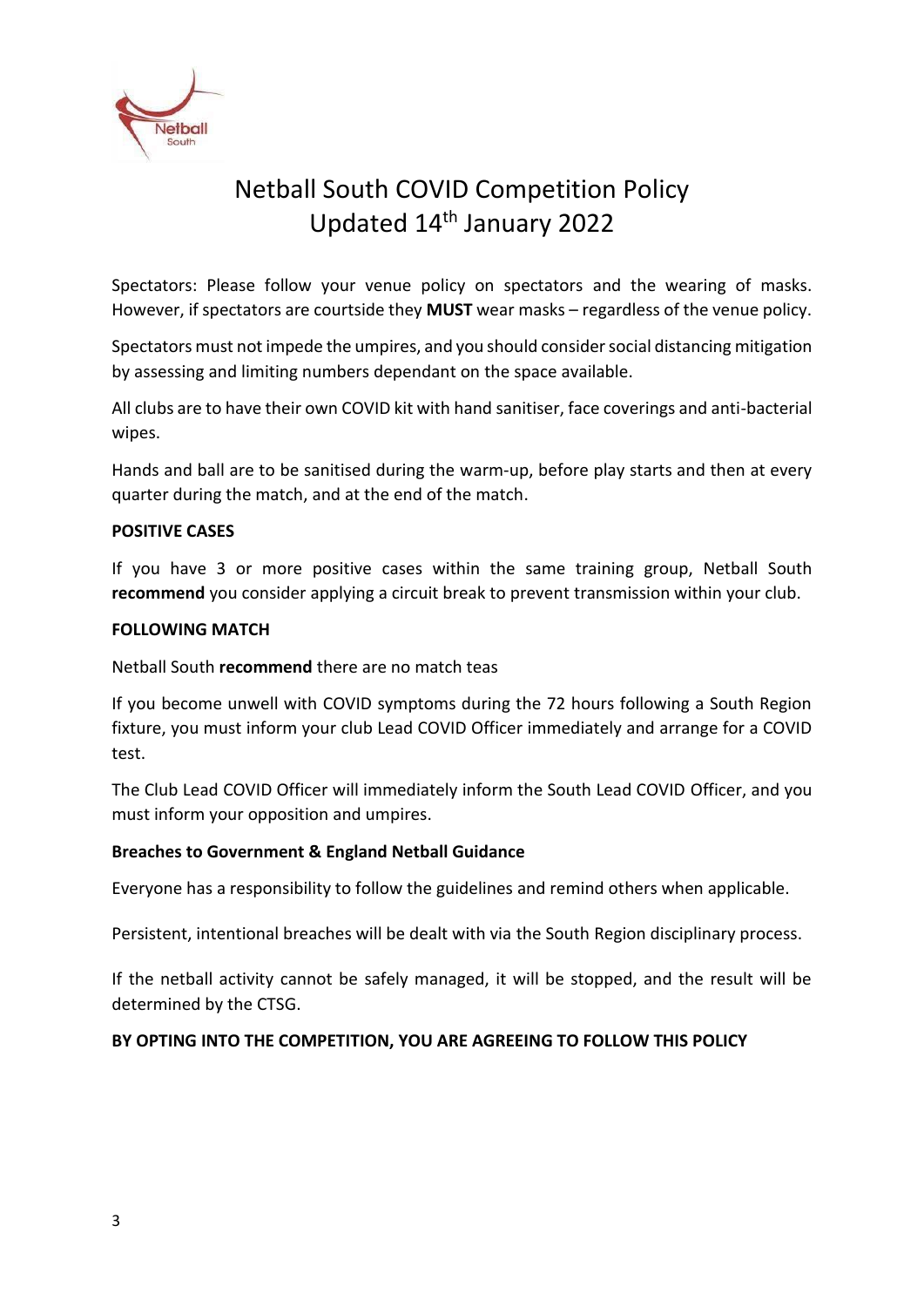# Netball South COVID Competition Policy
# Updated 14th January 2022

Spectators: Please follow your venue policy on spectators and the wearing of masks. However, if spectators are courtside they **MUST** wear masks – regardless of the venue policy.

Spectators must not impede the umpires, and you should consider social distancing mitigation by assessing and limiting numbers dependant on the space available.

All clubs are to have their own COVID kit with hand sanitiser, face coverings and anti-bacterial wipes.

Hands and ball are to be sanitised during the warm-up, before play starts and then at every quarter during the match, and at the end of the match.

**POSITIVE CASES**

If you have 3 or more positive cases within the same training group, Netball South **recommend** you consider applying a circuit break to prevent transmission within your club.

**FOLLOWING MATCH**

Netball South **recommend** there are no match teas

If you become unwell with COVID symptoms during the 72 hours following a South Region fixture, you must inform your club Lead COVID Officer immediately and arrange for a COVID test.

The Club Lead COVID Officer will immediately inform the South Lead COVID Officer, and you must inform your opposition and umpires.

**Breaches to Government & England Netball Guidance**

Everyone has a responsibility to follow the guidelines and remind others when applicable.

Persistent, intentional breaches will be dealt with via the South Region disciplinary process.

If the netball activity cannot be safely managed, it will be stopped, and the result will be determined by the CTSG.

**BY OPTING INTO THE COMPETITION, YOU ARE AGREEING TO FOLLOW THIS POLICY**